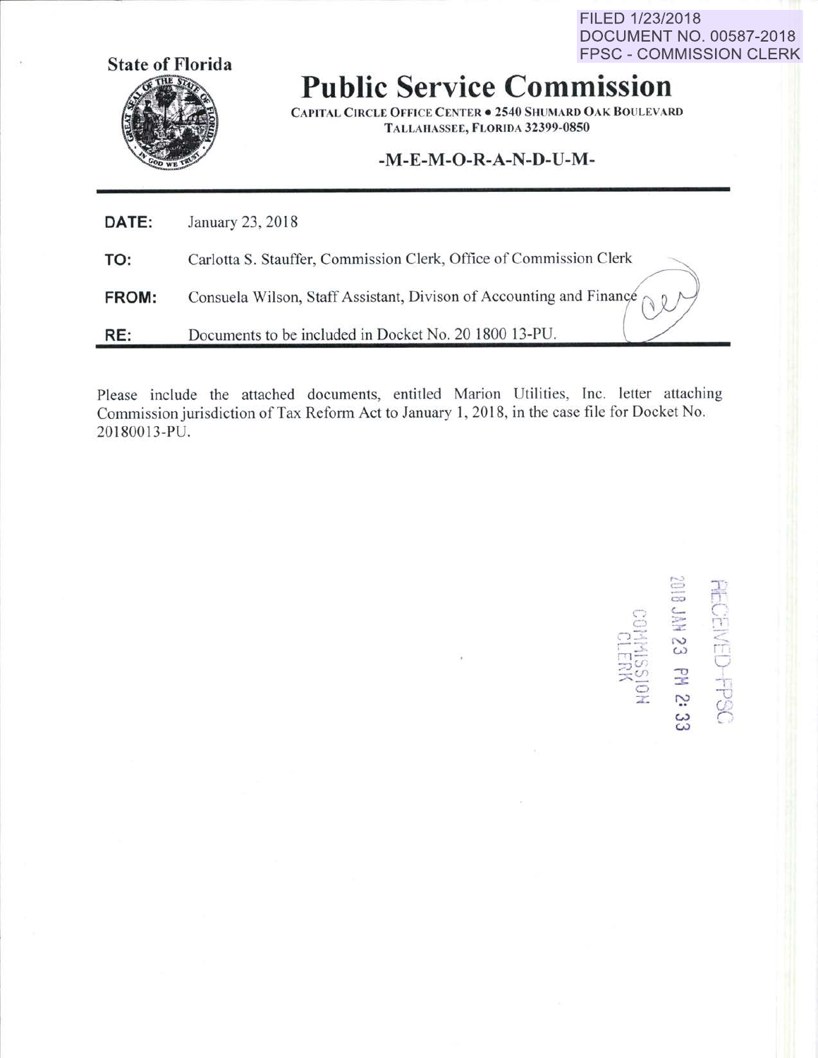FILED 1/23/2018
DOCUMENT NO. 00587-2018
FPSC - COMMISSION CLERK

**State of Florida**

# Public Service Commission

CAPITAL CIRCLE OFFICE CENTER • 2540 SHUMARD OAK BOULEVARD
TALLAHASSEE, FLORIDA 32399-0850

**-M-E-M-O-R-A-N-D-U-M-**

**DATE:** January 23, 2018

**TO:** Carlotta S. Stauffer, Commission Clerk, Office of Commission Clerk

**FROM:** Consuela Wilson, Staff Assistant, Divison of Accounting and Finance

**RE:** Documents to be included in Docket No. 20 1800 13-PU.

Please include the attached documents, entitled Marion Utilities, Inc. letter attaching Commission jurisdiction of Tax Reform Act to January 1, 2018, in the case file for Docket No. 20180013-PU.

RECEIVED-FPSC
2018 JAN 23 PM 2: 33
COMMISSION
CLERK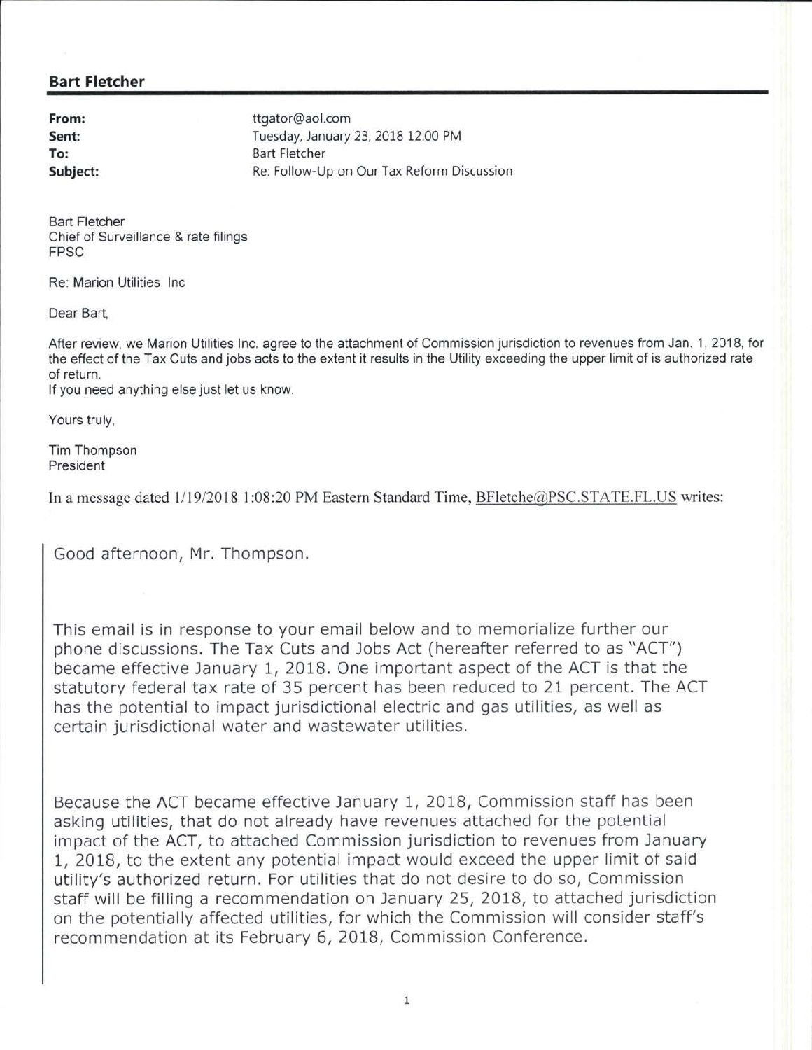**Bart Fletcher**

**From:** ttgator@aol.com
**Sent:** Tuesday, January 23, 2018 12:00 PM
**To:** Bart Fletcher
**Subject:** Re: Follow-Up on Our Tax Reform Discussion

Bart Fletcher
Chief of Surveillance & rate filings
FPSC

Re: Marion Utilities, Inc

Dear Bart,

After review, we Marion Utilities Inc. agree to the attachment of Commission jurisdiction to revenues from Jan. 1, 2018, for the effect of the Tax Cuts and jobs acts to the extent it results in the Utility exceeding the upper limit of is authorized rate of return.
If you need anything else just let us know.

Yours truly,

Tim Thompson
President

In a message dated 1/19/2018 1:08:20 PM Eastern Standard Time, BFletche@PSC.STATE.FL.US writes:

> Good afternoon, Mr. Thompson.
>
> This email is in response to your email below and to memorialize further our phone discussions. The Tax Cuts and Jobs Act (hereafter referred to as "ACT") became effective January 1, 2018. One important aspect of the ACT is that the statutory federal tax rate of 35 percent has been reduced to 21 percent. The ACT has the potential to impact jurisdictional electric and gas utilities, as well as certain jurisdictional water and wastewater utilities.
>
> Because the ACT became effective January 1, 2018, Commission staff has been asking utilities, that do not already have revenues attached for the potential impact of the ACT, to attached Commission jurisdiction to revenues from January 1, 2018, to the extent any potential impact would exceed the upper limit of said utility's authorized return. For utilities that do not desire to do so, Commission staff will be filling a recommendation on January 25, 2018, to attached jurisdiction on the potentially affected utilities, for which the Commission will consider staff's recommendation at its February 6, 2018, Commission Conference.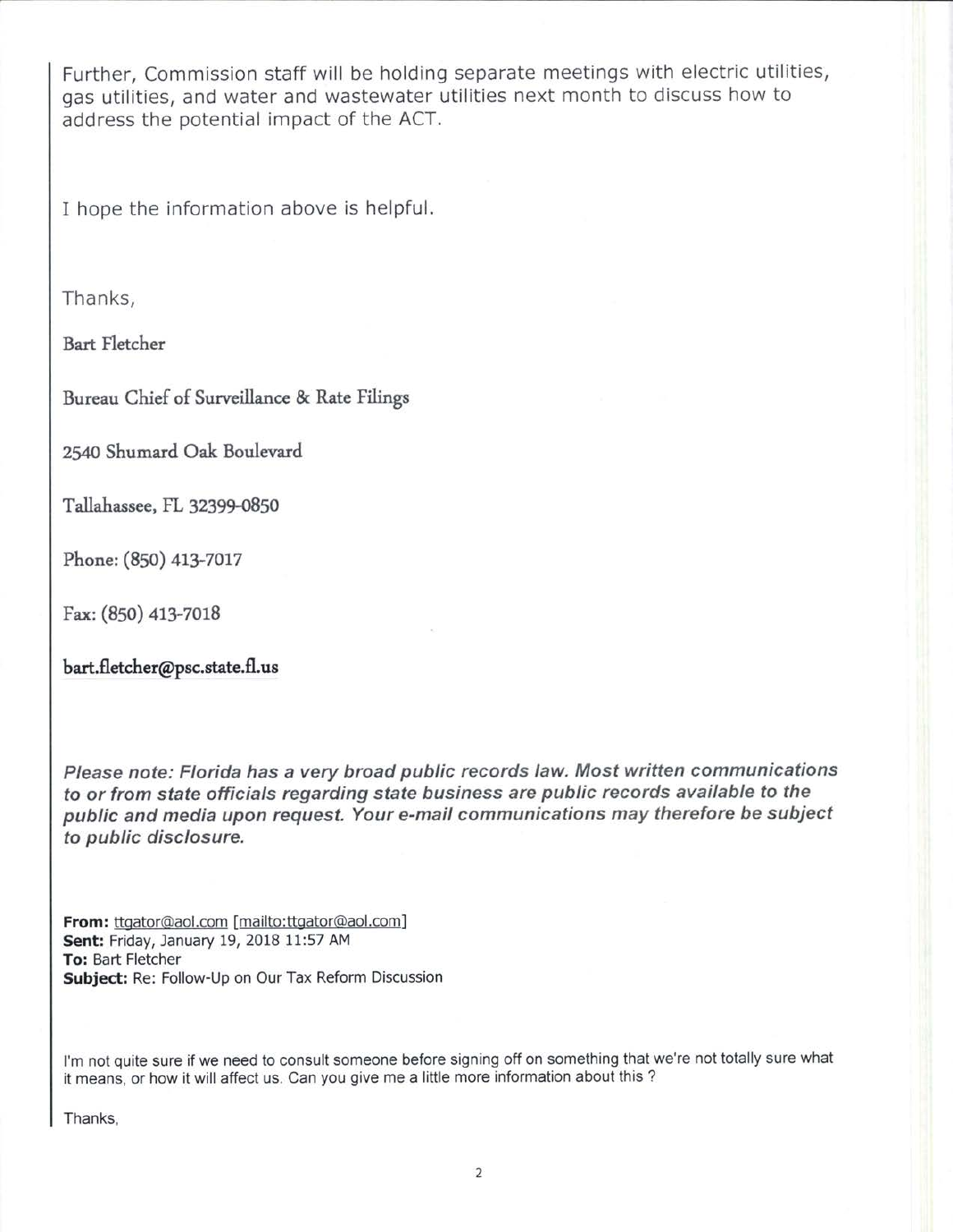Further, Commission staff will be holding separate meetings with electric utilities, gas utilities, and water and wastewater utilities next month to discuss how to address the potential impact of the ACT.

I hope the information above is helpful.

Thanks,

Bart Fletcher

Bureau Chief of Surveillance & Rate Filings

2540 Shumard Oak Boulevard

Tallahassee, FL 32399-0850

Phone: (850) 413-7017

Fax: (850) 413-7018

**bart.fletcher@psc.state.fl.us**

***Please note: Florida has a very broad public records law. Most written communications to or from state officials regarding state business are public records available to the public and media upon request. Your e-mail communications may therefore be subject to public disclosure.***

**From:** ttgator@aol.com [mailto:ttgator@aol.com]
**Sent:** Friday, January 19, 2018 11:57 AM
**To:** Bart Fletcher
**Subject:** Re: Follow-Up on Our Tax Reform Discussion

I'm not quite sure if we need to consult someone before signing off on something that we're not totally sure what it means, or how it will affect us. Can you give me a little more information about this ?

Thanks,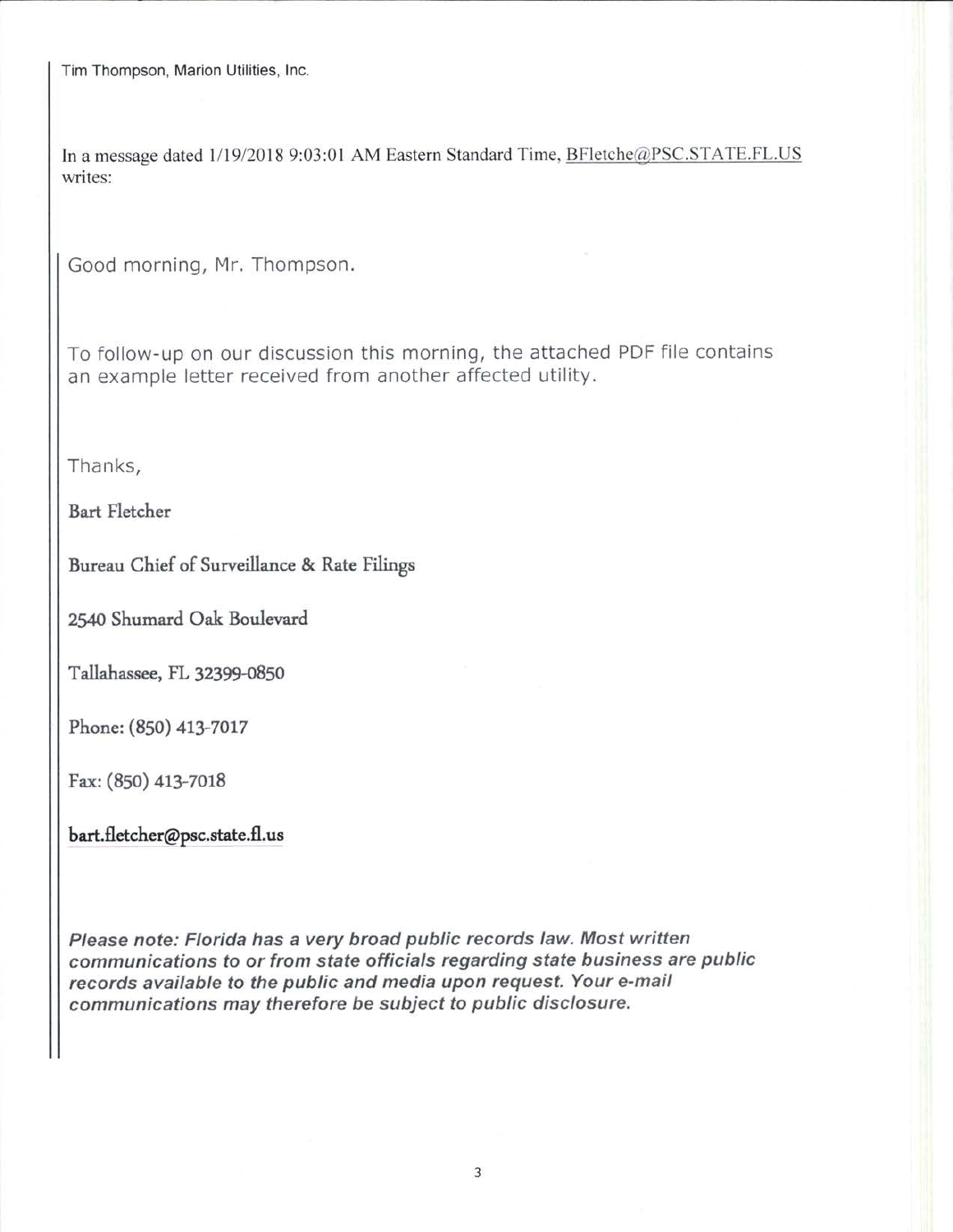Tim Thompson, Marion Utilities, Inc.

In a message dated 1/19/2018 9:03:01 AM Eastern Standard Time, BFletche@PSC.STATE.FL.US writes:

Good morning, Mr. Thompson.

To follow-up on our discussion this morning, the attached PDF file contains an example letter received from another affected utility.

Thanks,

Bart Fletcher

Bureau Chief of Surveillance & Rate Filings

2540 Shumard Oak Boulevard

Tallahassee, FL 32399-0850

Phone: (850) 413-7017

Fax: (850) 413-7018

**bart.fletcher@psc.state.fl.us**

***Please note: Florida has a very broad public records law. Most written communications to or from state officials regarding state business are public records available to the public and media upon request. Your e-mail communications may therefore be subject to public disclosure.***